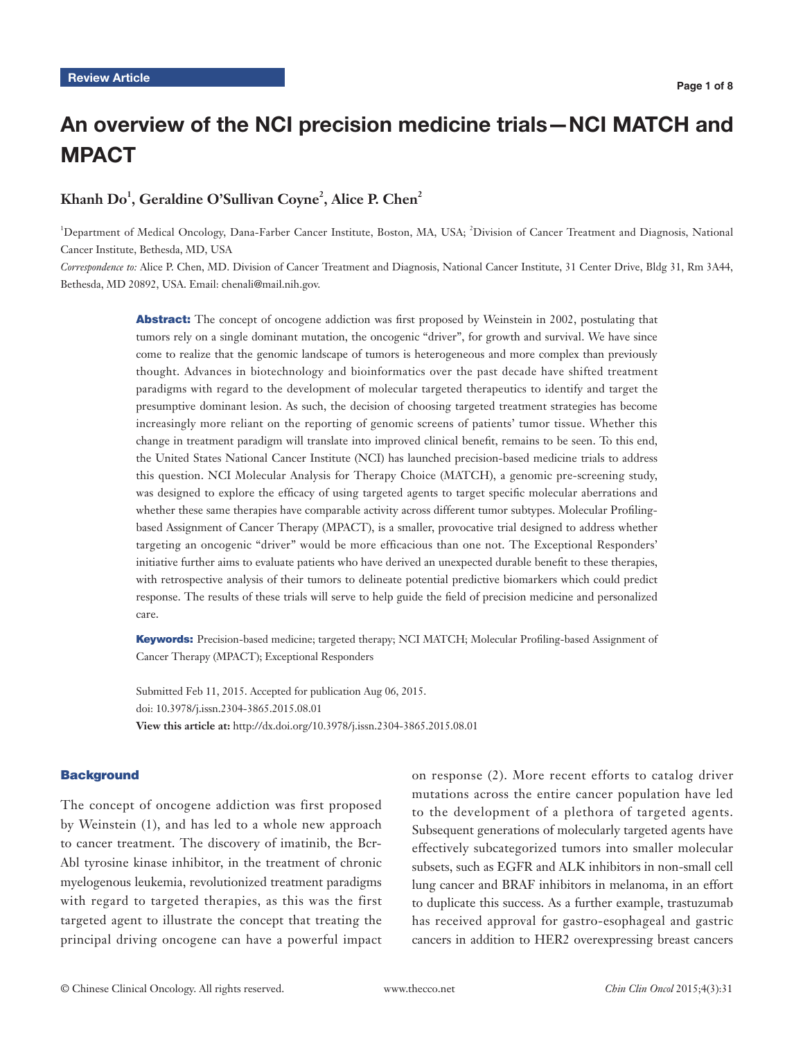Review Article

# An overview of the NCI precision medicine trials—NCI MATCH and MPACT

**Khanh Do[1], Geraldine O'Sullivan Coyne[2], Alice P. Chen[2]**

[1]Department of Medical Oncology, Dana-Farber Cancer Institute, Boston, MA, USA; [2]Division of Cancer Treatment and Diagnosis, National Cancer Institute, Bethesda, MD, USA

*Correspondence to:* Alice P. Chen, MD. Division of Cancer Treatment and Diagnosis, National Cancer Institute, 31 Center Drive, Bldg 31, Rm 3A44, Bethesda, MD 20892, USA. Email: chenali@mail.nih.gov.

**Abstract:** The concept of oncogene addiction was first proposed by Weinstein in 2002, postulating that tumors rely on a single dominant mutation, the oncogenic "driver", for growth and survival. We have since come to realize that the genomic landscape of tumors is heterogeneous and more complex than previously thought. Advances in biotechnology and bioinformatics over the past decade have shifted treatment paradigms with regard to the development of molecular targeted therapeutics to identify and target the presumptive dominant lesion. As such, the decision of choosing targeted treatment strategies has become increasingly more reliant on the reporting of genomic screens of patients' tumor tissue. Whether this change in treatment paradigm will translate into improved clinical benefit, remains to be seen. To this end, the United States National Cancer Institute (NCI) has launched precision-based medicine trials to address this question. NCI Molecular Analysis for Therapy Choice (MATCH), a genomic pre-screening study, was designed to explore the efficacy of using targeted agents to target specific molecular aberrations and whether these same therapies have comparable activity across different tumor subtypes. Molecular Profiling-based Assignment of Cancer Therapy (MPACT), is a smaller, provocative trial designed to address whether targeting an oncogenic "driver" would be more efficacious than one not. The Exceptional Responders' initiative further aims to evaluate patients who have derived an unexpected durable benefit to these therapies, with retrospective analysis of their tumors to delineate potential predictive biomarkers which could predict response. The results of these trials will serve to help guide the field of precision medicine and personalized care.

**Keywords:** Precision-based medicine; targeted therapy; NCI MATCH; Molecular Profiling-based Assignment of Cancer Therapy (MPACT); Exceptional Responders

Submitted Feb 11, 2015. Accepted for publication Aug 06, 2015.
doi: 10.3978/j.issn.2304-3865.2015.08.01
**View this article at:** http://dx.doi.org/10.3978/j.issn.2304-3865.2015.08.01

## Background

The concept of oncogene addiction was first proposed by Weinstein (1), and has led to a whole new approach to cancer treatment. The discovery of imatinib, the Bcr-Abl tyrosine kinase inhibitor, in the treatment of chronic myelogenous leukemia, revolutionized treatment paradigms with regard to targeted therapies, as this was the first targeted agent to illustrate the concept that treating the principal driving oncogene can have a powerful impact on response (2). More recent efforts to catalog driver mutations across the entire cancer population have led to the development of a plethora of targeted agents. Subsequent generations of molecularly targeted agents have effectively subcategorized tumors into smaller molecular subsets, such as EGFR and ALK inhibitors in non-small cell lung cancer and BRAF inhibitors in melanoma, in an effort to duplicate this success. As a further example, trastuzumab has received approval for gastro-esophageal and gastric cancers in addition to HER2 overexpressing breast cancers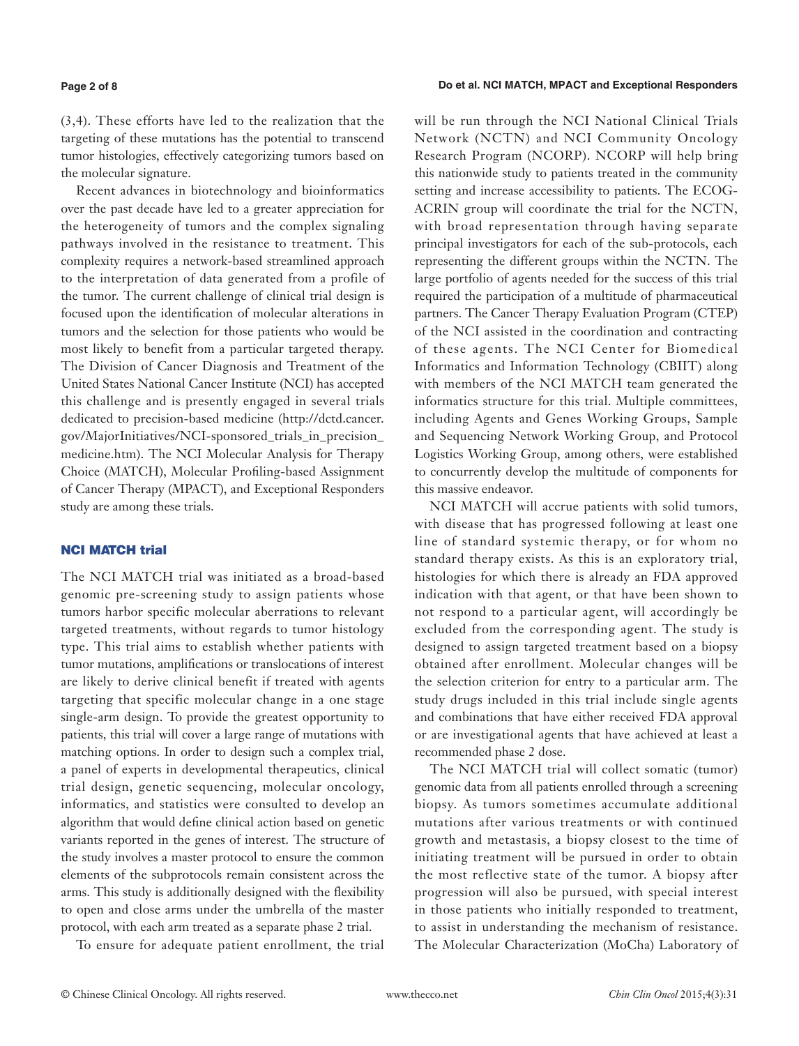(3,4). These efforts have led to the realization that the targeting of these mutations has the potential to transcend tumor histologies, effectively categorizing tumors based on the molecular signature.

Recent advances in biotechnology and bioinformatics over the past decade have led to a greater appreciation for the heterogeneity of tumors and the complex signaling pathways involved in the resistance to treatment. This complexity requires a network-based streamlined approach to the interpretation of data generated from a profile of the tumor. The current challenge of clinical trial design is focused upon the identification of molecular alterations in tumors and the selection for those patients who would be most likely to benefit from a particular targeted therapy. The Division of Cancer Diagnosis and Treatment of the United States National Cancer Institute (NCI) has accepted this challenge and is presently engaged in several trials dedicated to precision-based medicine (http://dctd.cancer.gov/MajorInitiatives/NCI-sponsored_trials_in_precision_medicine.htm). The NCI Molecular Analysis for Therapy Choice (MATCH), Molecular Profiling-based Assignment of Cancer Therapy (MPACT), and Exceptional Responders study are among these trials.

## NCI MATCH trial

The NCI MATCH trial was initiated as a broad-based genomic pre-screening study to assign patients whose tumors harbor specific molecular aberrations to relevant targeted treatments, without regards to tumor histology type. This trial aims to establish whether patients with tumor mutations, amplifications or translocations of interest are likely to derive clinical benefit if treated with agents targeting that specific molecular change in a one stage single-arm design. To provide the greatest opportunity to patients, this trial will cover a large range of mutations with matching options. In order to design such a complex trial, a panel of experts in developmental therapeutics, clinical trial design, genetic sequencing, molecular oncology, informatics, and statistics were consulted to develop an algorithm that would define clinical action based on genetic variants reported in the genes of interest. The structure of the study involves a master protocol to ensure the common elements of the subprotocols remain consistent across the arms. This study is additionally designed with the flexibility to open and close arms under the umbrella of the master protocol, with each arm treated as a separate phase 2 trial.

To ensure for adequate patient enrollment, the trial will be run through the NCI National Clinical Trials Network (NCTN) and NCI Community Oncology Research Program (NCORP). NCORP will help bring this nationwide study to patients treated in the community setting and increase accessibility to patients. The ECOG-ACRIN group will coordinate the trial for the NCTN, with broad representation through having separate principal investigators for each of the sub-protocols, each representing the different groups within the NCTN. The large portfolio of agents needed for the success of this trial required the participation of a multitude of pharmaceutical partners. The Cancer Therapy Evaluation Program (CTEP) of the NCI assisted in the coordination and contracting of these agents. The NCI Center for Biomedical Informatics and Information Technology (CBIIT) along with members of the NCI MATCH team generated the informatics structure for this trial. Multiple committees, including Agents and Genes Working Groups, Sample and Sequencing Network Working Group, and Protocol Logistics Working Group, among others, were established to concurrently develop the multitude of components for this massive endeavor.

NCI MATCH will accrue patients with solid tumors, with disease that has progressed following at least one line of standard systemic therapy, or for whom no standard therapy exists. As this is an exploratory trial, histologies for which there is already an FDA approved indication with that agent, or that have been shown to not respond to a particular agent, will accordingly be excluded from the corresponding agent. The study is designed to assign targeted treatment based on a biopsy obtained after enrollment. Molecular changes will be the selection criterion for entry to a particular arm. The study drugs included in this trial include single agents and combinations that have either received FDA approval or are investigational agents that have achieved at least a recommended phase 2 dose.

The NCI MATCH trial will collect somatic (tumor) genomic data from all patients enrolled through a screening biopsy. As tumors sometimes accumulate additional mutations after various treatments or with continued growth and metastasis, a biopsy closest to the time of initiating treatment will be pursued in order to obtain the most reflective state of the tumor. A biopsy after progression will also be pursued, with special interest in those patients who initially responded to treatment, to assist in understanding the mechanism of resistance. The Molecular Characterization (MoCha) Laboratory of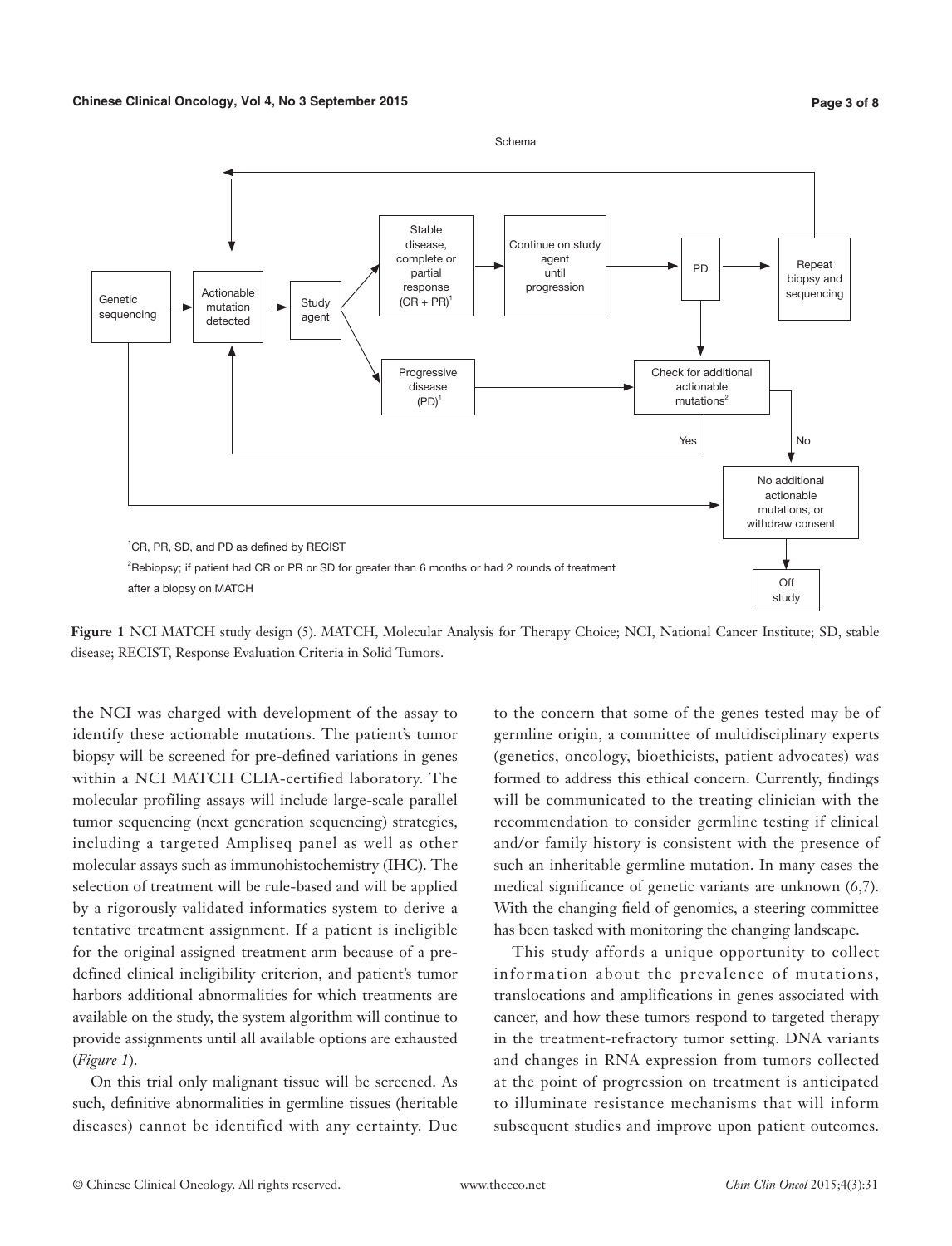Schema

Genetic sequencing

Actionable mutation detected

Study agent

Stable disease, complete or partial response (CR + PR)[1]

Continue on study agent until progression

PD

Repeat biopsy and sequencing

Progressive disease (PD)[1]

Check for additional actionable mutations[2]

Yes

No

No additional actionable mutations, or withdraw consent

Off study

[1]CR, PR, SD, and PD as defined by RECIST

[2]Rebiopsy; if patient had CR or PR or SD for greater than 6 months or had 2 rounds of treatment after a biopsy on MATCH

**Figure 1** NCI MATCH study design (5). MATCH, Molecular Analysis for Therapy Choice; NCI, National Cancer Institute; SD, stable disease; RECIST, Response Evaluation Criteria in Solid Tumors.

the NCI was charged with development of the assay to identify these actionable mutations. The patient's tumor biopsy will be screened for pre-defined variations in genes within a NCI MATCH CLIA-certified laboratory. The molecular profiling assays will include large-scale parallel tumor sequencing (next generation sequencing) strategies, including a targeted Ampliseq panel as well as other molecular assays such as immunohistochemistry (IHC). The selection of treatment will be rule-based and will be applied by a rigorously validated informatics system to derive a tentative treatment assignment. If a patient is ineligible for the original assigned treatment arm because of a pre-defined clinical ineligibility criterion, and patient's tumor harbors additional abnormalities for which treatments are available on the study, the system algorithm will continue to provide assignments until all available options are exhausted (*Figure 1*).

On this trial only malignant tissue will be screened. As such, definitive abnormalities in germline tissues (heritable diseases) cannot be identified with any certainty. Due to the concern that some of the genes tested may be of germline origin, a committee of multidisciplinary experts (genetics, oncology, bioethicists, patient advocates) was formed to address this ethical concern. Currently, findings will be communicated to the treating clinician with the recommendation to consider germline testing if clinical and/or family history is consistent with the presence of such an inheritable germline mutation. In many cases the medical significance of genetic variants are unknown (6,7). With the changing field of genomics, a steering committee has been tasked with monitoring the changing landscape.

This study affords a unique opportunity to collect information about the prevalence of mutations, translocations and amplifications in genes associated with cancer, and how these tumors respond to targeted therapy in the treatment-refractory tumor setting. DNA variants and changes in RNA expression from tumors collected at the point of progression on treatment is anticipated to illuminate resistance mechanisms that will inform subsequent studies and improve upon patient outcomes.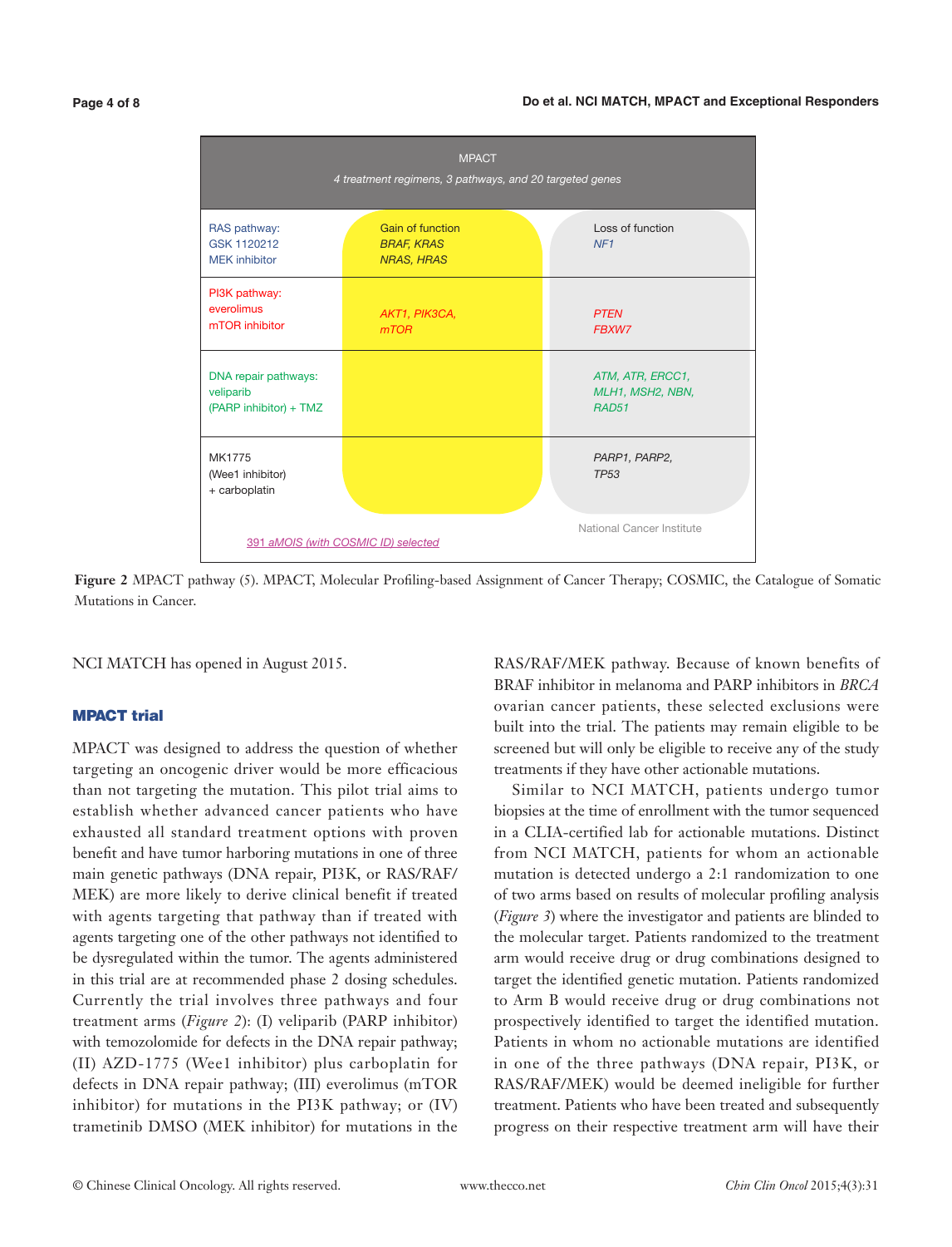| MPACT<br>*4 treatment regimens, 3 pathways, and 20 targeted genes* | | |
|---|---|---|
| RAS pathway:<br>GSK 1120212<br>MEK inhibitor | Gain of function<br>*BRAF, KRAS*<br>*NRAS, HRAS* | Loss of function<br>*NF1* |
| PI3K pathway:<br>everolimus<br>mTOR inhibitor | *AKT1, PIK3CA,*<br>*mTOR* | *PTEN*<br>*FBXW7* |
| DNA repair pathways:<br>veliparib<br>(PARP inhibitor) + TMZ | | *ATM, ATR, ERCC1,*<br>*MLH1, MSH2, NBN,*<br>*RAD51* |
| MK1775<br>(Wee1 inhibitor)<br>+ carboplatin | | *PARP1, PARP2,*<br>*TP53* |

391 aMOIS (with COSMIC ID) selected

National Cancer Institute

**Figure 2** MPACT pathway (5). MPACT, Molecular Profiling-based Assignment of Cancer Therapy; COSMIC, the Catalogue of Somatic Mutations in Cancer.

NCI MATCH has opened in August 2015.

### MPACT trial

MPACT was designed to address the question of whether targeting an oncogenic driver would be more efficacious than not targeting the mutation. This pilot trial aims to establish whether advanced cancer patients who have exhausted all standard treatment options with proven benefit and have tumor harboring mutations in one of three main genetic pathways (DNA repair, PI3K, or RAS/RAF/MEK) are more likely to derive clinical benefit if treated with agents targeting that pathway than if treated with agents targeting one of the other pathways not identified to be dysregulated within the tumor. The agents administered in this trial are at recommended phase 2 dosing schedules. Currently the trial involves three pathways and four treatment arms (*Figure 2*): (I) veliparib (PARP inhibitor) with temozolomide for defects in the DNA repair pathway; (II) AZD-1775 (Wee1 inhibitor) plus carboplatin for defects in DNA repair pathway; (III) everolimus (mTOR inhibitor) for mutations in the PI3K pathway; or (IV) trametinib DMSO (MEK inhibitor) for mutations in the RAS/RAF/MEK pathway. Because of known benefits of BRAF inhibitor in melanoma and PARP inhibitors in *BRCA* ovarian cancer patients, these selected exclusions were built into the trial. The patients may remain eligible to be screened but will only be eligible to receive any of the study treatments if they have other actionable mutations.

Similar to NCI MATCH, patients undergo tumor biopsies at the time of enrollment with the tumor sequenced in a CLIA-certified lab for actionable mutations. Distinct from NCI MATCH, patients for whom an actionable mutation is detected undergo a 2:1 randomization to one of two arms based on results of molecular profiling analysis (*Figure 3*) where the investigator and patients are blinded to the molecular target. Patients randomized to the treatment arm would receive drug or drug combinations designed to target the identified genetic mutation. Patients randomized to Arm B would receive drug or drug combinations not prospectively identified to target the identified mutation. Patients in whom no actionable mutations are identified in one of the three pathways (DNA repair, PI3K, or RAS/RAF/MEK) would be deemed ineligible for further treatment. Patients who have been treated and subsequently progress on their respective treatment arm will have their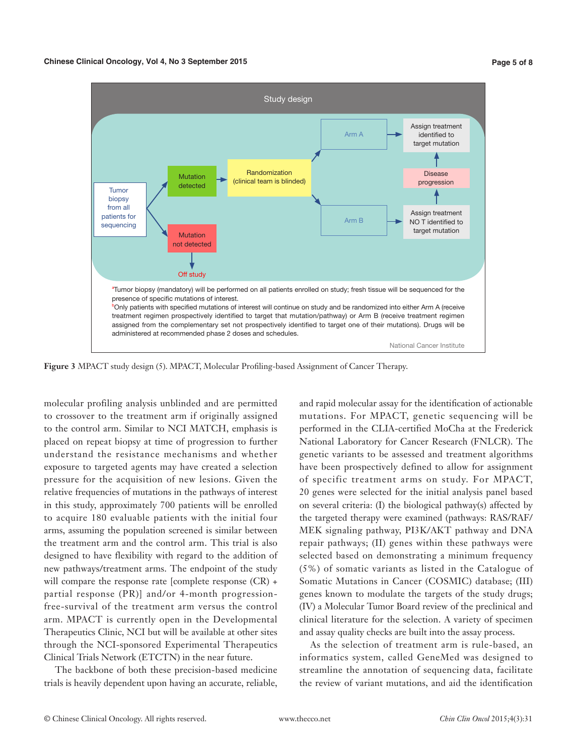Study design

Tumor biopsy from all patients for sequencing

Mutation detected

Mutation not detected

Off study

Randomization (clinical team is blinded)

Arm A

Arm B

Assign treatment identified to target mutation

Disease progression

Assign treatment NO T identified to target mutation

[a]Tumor biopsy (mandatory) will be performed on all patients enrolled on study; fresh tissue will be sequenced for the presence of specific mutations of interest.

[b]Only patients with specified mutations of interest will continue on study and be randomized into either Arm A (receive treatment regimen prospectively identified to target that mutation/pathway) or Arm B (receive treatment regimen assigned from the complementary set not prospectively identified to target one of their mutations). Drugs will be administered at recommended phase 2 doses and schedules.

National Cancer Institute

**Figure 3** MPACT study design (5). MPACT, Molecular Profiling-based Assignment of Cancer Therapy.

molecular profiling analysis unblinded and are permitted to crossover to the treatment arm if originally assigned to the control arm. Similar to NCI MATCH, emphasis is placed on repeat biopsy at time of progression to further understand the resistance mechanisms and whether exposure to targeted agents may have created a selection pressure for the acquisition of new lesions. Given the relative frequencies of mutations in the pathways of interest in this study, approximately 700 patients will be enrolled to acquire 180 evaluable patients with the initial four arms, assuming the population screened is similar between the treatment arm and the control arm. This trial is also designed to have flexibility with regard to the addition of new pathways/treatment arms. The endpoint of the study will compare the response rate [complete response (CR) + partial response (PR)] and/or 4-month progression-free-survival of the treatment arm versus the control arm. MPACT is currently open in the Developmental Therapeutics Clinic, NCI but will be available at other sites through the NCI-sponsored Experimental Therapeutics Clinical Trials Network (ETCTN) in the near future.

The backbone of both these precision-based medicine trials is heavily dependent upon having an accurate, reliable, and rapid molecular assay for the identification of actionable mutations. For MPACT, genetic sequencing will be performed in the CLIA-certified MoCha at the Frederick National Laboratory for Cancer Research (FNLCR). The genetic variants to be assessed and treatment algorithms have been prospectively defined to allow for assignment of specific treatment arms on study. For MPACT, 20 genes were selected for the initial analysis panel based on several criteria: (I) the biological pathway(s) affected by the targeted therapy were examined (pathways: RAS/RAF/MEK signaling pathway, PI3K/AKT pathway and DNA repair pathways; (II) genes within these pathways were selected based on demonstrating a minimum frequency (5%) of somatic variants as listed in the Catalogue of Somatic Mutations in Cancer (COSMIC) database; (III) genes known to modulate the targets of the study drugs; (IV) a Molecular Tumor Board review of the preclinical and clinical literature for the selection. A variety of specimen and assay quality checks are built into the assay process.

As the selection of treatment arm is rule-based, an informatics system, called GeneMed was designed to streamline the annotation of sequencing data, facilitate the review of variant mutations, and aid the identification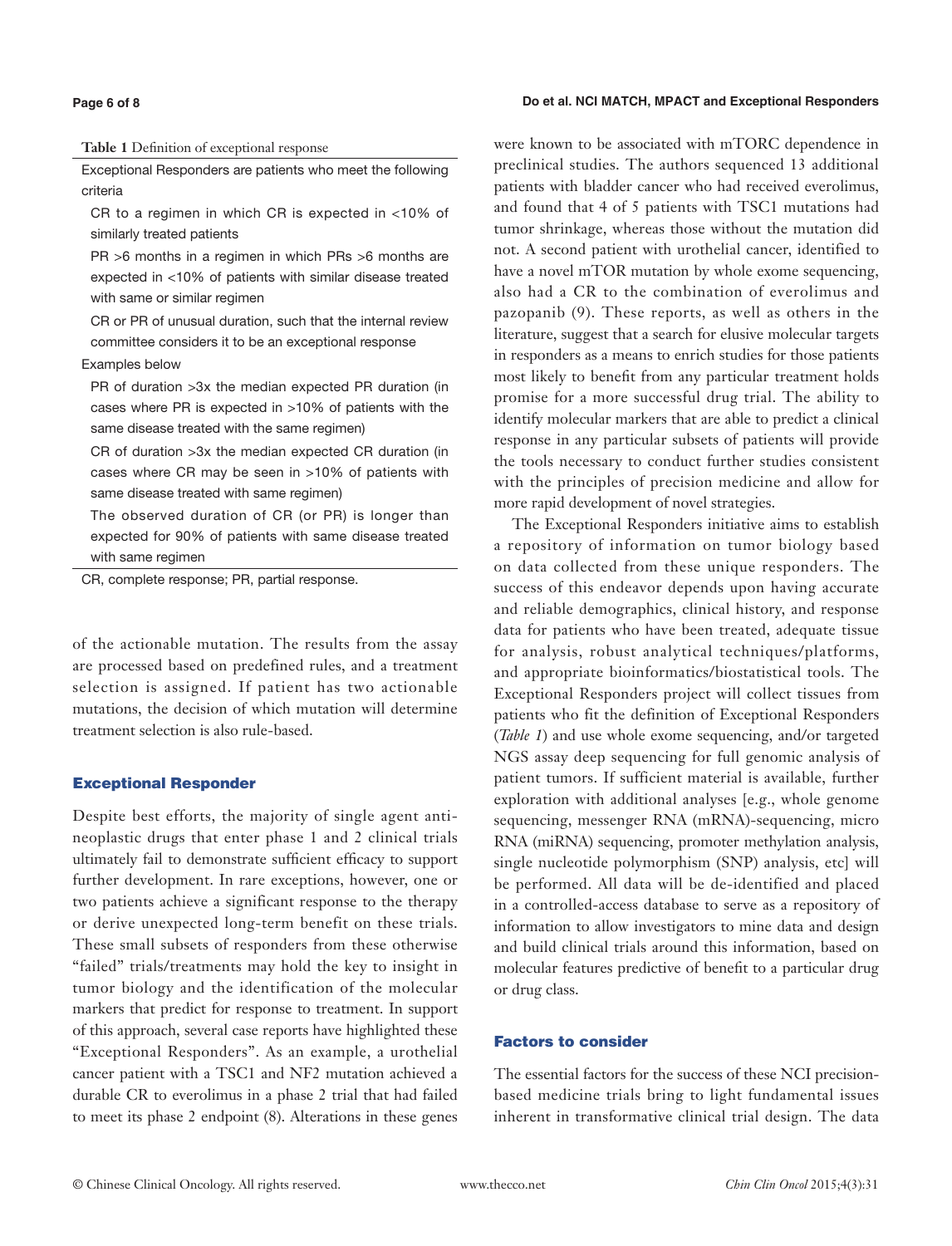**Table 1** Definition of exceptional response

| |
|---|
| Exceptional Responders are patients who meet the following criteria |
| CR to a regimen in which CR is expected in <10% of similarly treated patients |
| PR >6 months in a regimen in which PRs >6 months are expected in <10% of patients with similar disease treated with same or similar regimen |
| CR or PR of unusual duration, such that the internal review committee considers it to be an exceptional response |
| Examples below |
| PR of duration >3x the median expected PR duration (in cases where PR is expected in >10% of patients with the same disease treated with the same regimen) |
| CR of duration >3x the median expected CR duration (in cases where CR may be seen in >10% of patients with same disease treated with same regimen) |
| The observed duration of CR (or PR) is longer than expected for 90% of patients with same disease treated with same regimen |

CR, complete response; PR, partial response.

of the actionable mutation. The results from the assay are processed based on predefined rules, and a treatment selection is assigned. If patient has two actionable mutations, the decision of which mutation will determine treatment selection is also rule-based.

## Exceptional Responder

Despite best efforts, the majority of single agent anti-neoplastic drugs that enter phase 1 and 2 clinical trials ultimately fail to demonstrate sufficient efficacy to support further development. In rare exceptions, however, one or two patients achieve a significant response to the therapy or derive unexpected long-term benefit on these trials. These small subsets of responders from these otherwise "failed" trials/treatments may hold the key to insight in tumor biology and the identification of the molecular markers that predict for response to treatment. In support of this approach, several case reports have highlighted these "Exceptional Responders". As an example, a urothelial cancer patient with a TSC1 and NF2 mutation achieved a durable CR to everolimus in a phase 2 trial that had failed to meet its phase 2 endpoint (8). Alterations in these genes were known to be associated with mTORC dependence in preclinical studies. The authors sequenced 13 additional patients with bladder cancer who had received everolimus, and found that 4 of 5 patients with TSC1 mutations had tumor shrinkage, whereas those without the mutation did not. A second patient with urothelial cancer, identified to have a novel mTOR mutation by whole exome sequencing, also had a CR to the combination of everolimus and pazopanib (9). These reports, as well as others in the literature, suggest that a search for elusive molecular targets in responders as a means to enrich studies for those patients most likely to benefit from any particular treatment holds promise for a more successful drug trial. The ability to identify molecular markers that are able to predict a clinical response in any particular subsets of patients will provide the tools necessary to conduct further studies consistent with the principles of precision medicine and allow for more rapid development of novel strategies.

The Exceptional Responders initiative aims to establish a repository of information on tumor biology based on data collected from these unique responders. The success of this endeavor depends upon having accurate and reliable demographics, clinical history, and response data for patients who have been treated, adequate tissue for analysis, robust analytical techniques/platforms, and appropriate bioinformatics/biostatistical tools. The Exceptional Responders project will collect tissues from patients who fit the definition of Exceptional Responders (*Table 1*) and use whole exome sequencing, and/or targeted NGS assay deep sequencing for full genomic analysis of patient tumors. If sufficient material is available, further exploration with additional analyses [e.g., whole genome sequencing, messenger RNA (mRNA)-sequencing, micro RNA (miRNA) sequencing, promoter methylation analysis, single nucleotide polymorphism (SNP) analysis, etc] will be performed. All data will be de-identified and placed in a controlled-access database to serve as a repository of information to allow investigators to mine data and design and build clinical trials around this information, based on molecular features predictive of benefit to a particular drug or drug class.

## Factors to consider

The essential factors for the success of these NCI precision-based medicine trials bring to light fundamental issues inherent in transformative clinical trial design. The data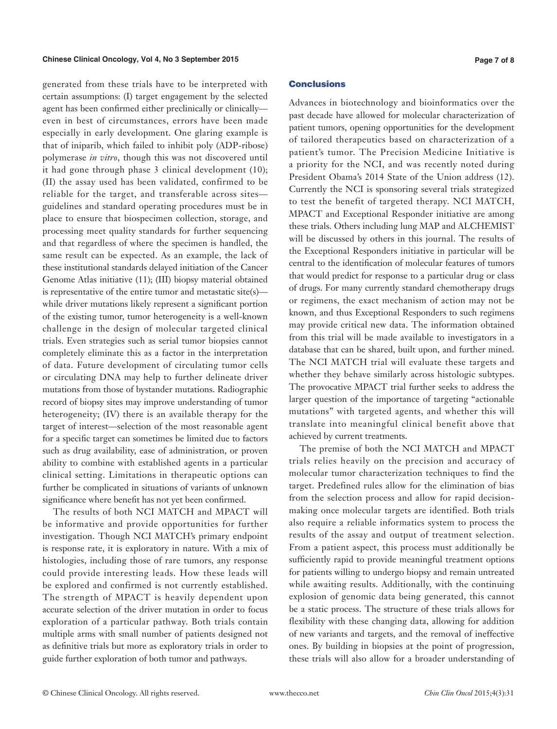generated from these trials have to be interpreted with certain assumptions: (I) target engagement by the selected agent has been confirmed either preclinically or clinically—even in best of circumstances, errors have been made especially in early development. One glaring example is that of iniparib, which failed to inhibit poly (ADP-ribose) polymerase *in vitro*, though this was not discovered until it had gone through phase 3 clinical development (10); (II) the assay used has been validated, confirmed to be reliable for the target, and transferable across sites—guidelines and standard operating procedures must be in place to ensure that biospecimen collection, storage, and processing meet quality standards for further sequencing and that regardless of where the specimen is handled, the same result can be expected. As an example, the lack of these institutional standards delayed initiation of the Cancer Genome Atlas initiative (11); (III) biopsy material obtained is representative of the entire tumor and metastatic site(s)—while driver mutations likely represent a significant portion of the existing tumor, tumor heterogeneity is a well-known challenge in the design of molecular targeted clinical trials. Even strategies such as serial tumor biopsies cannot completely eliminate this as a factor in the interpretation of data. Future development of circulating tumor cells or circulating DNA may help to further delineate driver mutations from those of bystander mutations. Radiographic record of biopsy sites may improve understanding of tumor heterogeneity; (IV) there is an available therapy for the target of interest—selection of the most reasonable agent for a specific target can sometimes be limited due to factors such as drug availability, ease of administration, or proven ability to combine with established agents in a particular clinical setting. Limitations in therapeutic options can further be complicated in situations of variants of unknown significance where benefit has not yet been confirmed.

The results of both NCI MATCH and MPACT will be informative and provide opportunities for further investigation. Though NCI MATCH's primary endpoint is response rate, it is exploratory in nature. With a mix of histologies, including those of rare tumors, any response could provide interesting leads. How these leads will be explored and confirmed is not currently established. The strength of MPACT is heavily dependent upon accurate selection of the driver mutation in order to focus exploration of a particular pathway. Both trials contain multiple arms with small number of patients designed not as definitive trials but more as exploratory trials in order to guide further exploration of both tumor and pathways.

## Conclusions

Advances in biotechnology and bioinformatics over the past decade have allowed for molecular characterization of patient tumors, opening opportunities for the development of tailored therapeutics based on characterization of a patient's tumor. The Precision Medicine Initiative is a priority for the NCI, and was recently noted during President Obama's 2014 State of the Union address (12). Currently the NCI is sponsoring several trials strategized to test the benefit of targeted therapy. NCI MATCH, MPACT and Exceptional Responder initiative are among these trials. Others including lung MAP and ALCHEMIST will be discussed by others in this journal. The results of the Exceptional Responders initiative in particular will be central to the identification of molecular features of tumors that would predict for response to a particular drug or class of drugs. For many currently standard chemotherapy drugs or regimens, the exact mechanism of action may not be known, and thus Exceptional Responders to such regimens may provide critical new data. The information obtained from this trial will be made available to investigators in a database that can be shared, built upon, and further mined. The NCI MATCH trial will evaluate these targets and whether they behave similarly across histologic subtypes. The provocative MPACT trial further seeks to address the larger question of the importance of targeting "actionable mutations" with targeted agents, and whether this will translate into meaningful clinical benefit above that achieved by current treatments.

The premise of both the NCI MATCH and MPACT trials relies heavily on the precision and accuracy of molecular tumor characterization techniques to find the target. Predefined rules allow for the elimination of bias from the selection process and allow for rapid decision-making once molecular targets are identified. Both trials also require a reliable informatics system to process the results of the assay and output of treatment selection. From a patient aspect, this process must additionally be sufficiently rapid to provide meaningful treatment options for patients willing to undergo biopsy and remain untreated while awaiting results. Additionally, with the continuing explosion of genomic data being generated, this cannot be a static process. The structure of these trials allows for flexibility with these changing data, allowing for addition of new variants and targets, and the removal of ineffective ones. By building in biopsies at the point of progression, these trials will also allow for a broader understanding of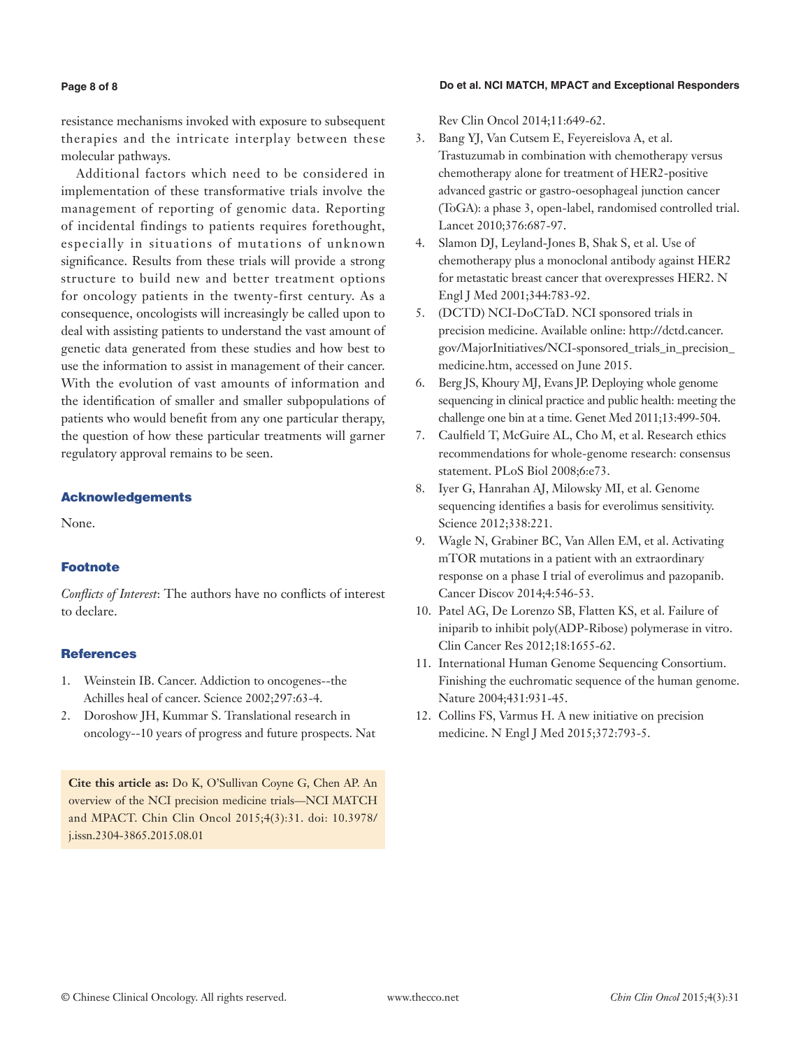resistance mechanisms invoked with exposure to subsequent therapies and the intricate interplay between these molecular pathways.

Additional factors which need to be considered in implementation of these transformative trials involve the management of reporting of genomic data. Reporting of incidental findings to patients requires forethought, especially in situations of mutations of unknown significance. Results from these trials will provide a strong structure to build new and better treatment options for oncology patients in the twenty-first century. As a consequence, oncologists will increasingly be called upon to deal with assisting patients to understand the vast amount of genetic data generated from these studies and how best to use the information to assist in management of their cancer. With the evolution of vast amounts of information and the identification of smaller and smaller subpopulations of patients who would benefit from any one particular therapy, the question of how these particular treatments will garner regulatory approval remains to be seen.

## Acknowledgements

None.

## Footnote

*Conflicts of Interest*: The authors have no conflicts of interest to declare.

## References

1. Weinstein IB. Cancer. Addiction to oncogenes--the Achilles heal of cancer. Science 2002;297:63-4.
2. Doroshow JH, Kummar S. Translational research in oncology--10 years of progress and future prospects. Nat Rev Clin Oncol 2014;11:649-62.
3. Bang YJ, Van Cutsem E, Feyereislova A, et al. Trastuzumab in combination with chemotherapy versus chemotherapy alone for treatment of HER2-positive advanced gastric or gastro-oesophageal junction cancer (ToGA): a phase 3, open-label, randomised controlled trial. Lancet 2010;376:687-97.
4. Slamon DJ, Leyland-Jones B, Shak S, et al. Use of chemotherapy plus a monoclonal antibody against HER2 for metastatic breast cancer that overexpresses HER2. N Engl J Med 2001;344:783-92.
5. (DCTD) NCI-DoCTaD. NCI sponsored trials in precision medicine. Available online: http://dctd.cancer.gov/MajorInitiatives/NCI-sponsored_trials_in_precision_medicine.htm, accessed on June 2015.
6. Berg JS, Khoury MJ, Evans JP. Deploying whole genome sequencing in clinical practice and public health: meeting the challenge one bin at a time. Genet Med 2011;13:499-504.
7. Caulfield T, McGuire AL, Cho M, et al. Research ethics recommendations for whole-genome research: consensus statement. PLoS Biol 2008;6:e73.
8. Iyer G, Hanrahan AJ, Milowsky MI, et al. Genome sequencing identifies a basis for everolimus sensitivity. Science 2012;338:221.
9. Wagle N, Grabiner BC, Van Allen EM, et al. Activating mTOR mutations in a patient with an extraordinary response on a phase I trial of everolimus and pazopanib. Cancer Discov 2014;4:546-53.
10. Patel AG, De Lorenzo SB, Flatten KS, et al. Failure of iniparib to inhibit poly(ADP-Ribose) polymerase in vitro. Clin Cancer Res 2012;18:1655-62.
11. International Human Genome Sequencing Consortium. Finishing the euchromatic sequence of the human genome. Nature 2004;431:931-45.
12. Collins FS, Varmus H. A new initiative on precision medicine. N Engl J Med 2015;372:793-5.

**Cite this article as:** Do K, O'Sullivan Coyne G, Chen AP. An overview of the NCI precision medicine trials—NCI MATCH and MPACT. Chin Clin Oncol 2015;4(3):31. doi: 10.3978/j.issn.2304-3865.2015.08.01